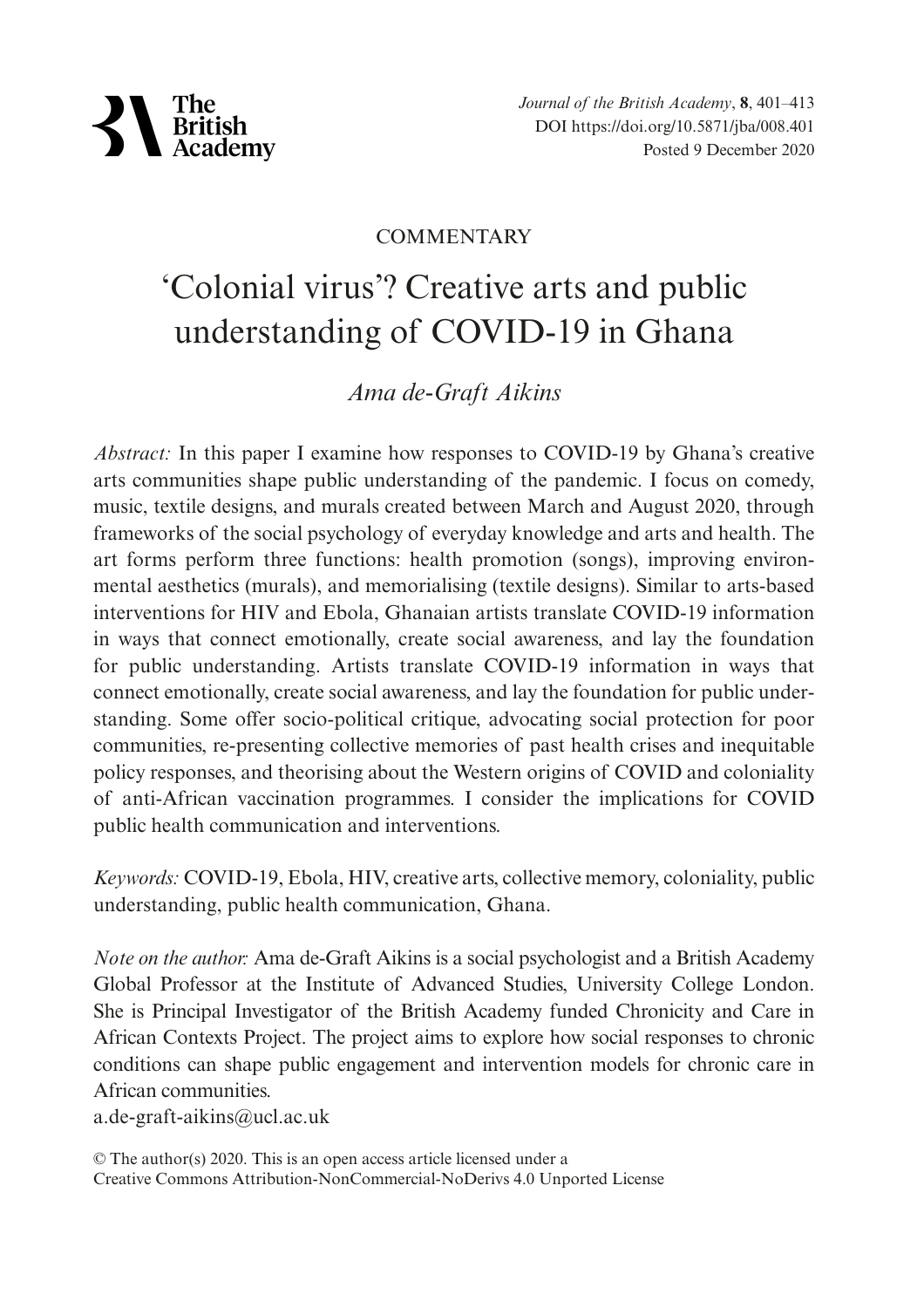COMMENTARY

# 'Colonial virus'? Creative arts and public understanding of COVID-19 in Ghana

*Ama de-Graft Aikins*

*Abstract:* In this paper I examine how responses to COVID-19 by Ghana's creative arts communities shape public understanding of the pandemic. I focus on comedy, music, textile designs, and murals created between March and August 2020, through frameworks of the social psychology of everyday knowledge and arts and health. The art forms perform three functions: health promotion (songs), improving environmental aesthetics (murals), and memorialising (textile designs). Similar to arts-based interventions for HIV and Ebola, Ghanaian artists translate COVID-19 information in ways that connect emotionally, create social awareness, and lay the foundation for public understanding. Artists translate COVID-19 information in ways that connect emotionally, create social awareness, and lay the foundation for public understanding. Some offer socio-political critique, advocating social protection for poor communities, re-presenting collective memories of past health crises and inequitable policy responses, and theorising about the Western origins of COVID and coloniality of anti-African vaccination programmes. I consider the implications for COVID public health communication and interventions.

*Keywords:* COVID-19, Ebola, HIV, creative arts, collective memory, coloniality, public understanding, public health communication, Ghana.

*Note on the author:* Ama de-Graft Aikins is a social psychologist and a British Academy Global Professor at the Institute of Advanced Studies, University College London. She is Principal Investigator of the British Academy funded Chronicity and Care in African Contexts Project. The project aims to explore how social responses to chronic conditions can shape public engagement and intervention models for chronic care in African communities.
a.de-graft-aikins@ucl.ac.uk

© The author(s) 2020. This is an open access article licensed under a
Creative Commons Attribution-NonCommercial-NoDerivs 4.0 Unported License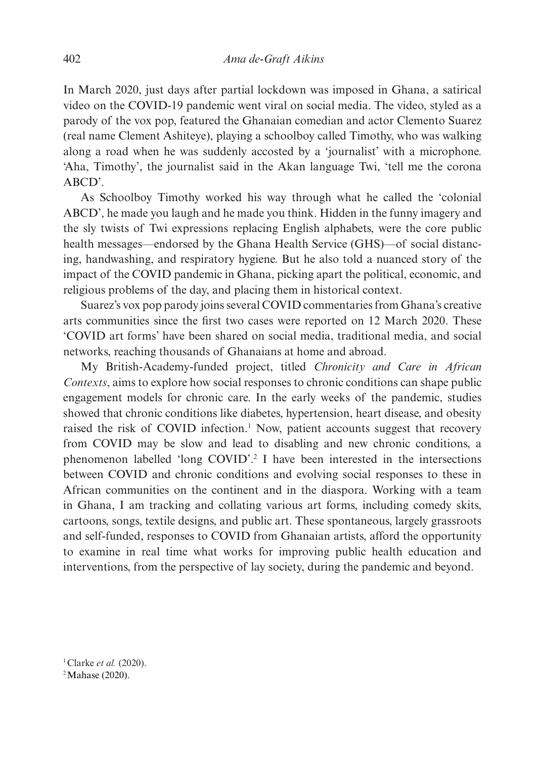In March 2020, just days after partial lockdown was imposed in Ghana, a satirical video on the COVID-19 pandemic went viral on social media. The video, styled as a parody of the vox pop, featured the Ghanaian comedian and actor Clemento Suarez (real name Clement Ashiteye), playing a schoolboy called Timothy, who was walking along a road when he was suddenly accosted by a 'journalist' with a microphone. 'Aha, Timothy', the journalist said in the Akan language Twi, 'tell me the corona ABCD'.

As Schoolboy Timothy worked his way through what he called the 'colonial ABCD', he made you laugh and he made you think. Hidden in the funny imagery and the sly twists of Twi expressions replacing English alphabets, were the core public health messages—endorsed by the Ghana Health Service (GHS)—of social distancing, handwashing, and respiratory hygiene. But he also told a nuanced story of the impact of the COVID pandemic in Ghana, picking apart the political, economic, and religious problems of the day, and placing them in historical context.

Suarez's vox pop parody joins several COVID commentaries from Ghana's creative arts communities since the first two cases were reported on 12 March 2020. These 'COVID art forms' have been shared on social media, traditional media, and social networks, reaching thousands of Ghanaians at home and abroad.

My British-Academy-funded project, titled *Chronicity and Care in African Contexts*, aims to explore how social responses to chronic conditions can shape public engagement models for chronic care. In the early weeks of the pandemic, studies showed that chronic conditions like diabetes, hypertension, heart disease, and obesity raised the risk of COVID infection.[1] Now, patient accounts suggest that recovery from COVID may be slow and lead to disabling and new chronic conditions, a phenomenon labelled 'long COVID'.[2] I have been interested in the intersections between COVID and chronic conditions and evolving social responses to these in African communities on the continent and in the diaspora. Working with a team in Ghana, I am tracking and collating various art forms, including comedy skits, cartoons, songs, textile designs, and public art. These spontaneous, largely grassroots and self-funded, responses to COVID from Ghanaian artists, afford the opportunity to examine in real time what works for improving public health education and interventions, from the perspective of lay society, during the pandemic and beyond.

[1] Clarke *et al.* (2020).

[2] Mahase (2020).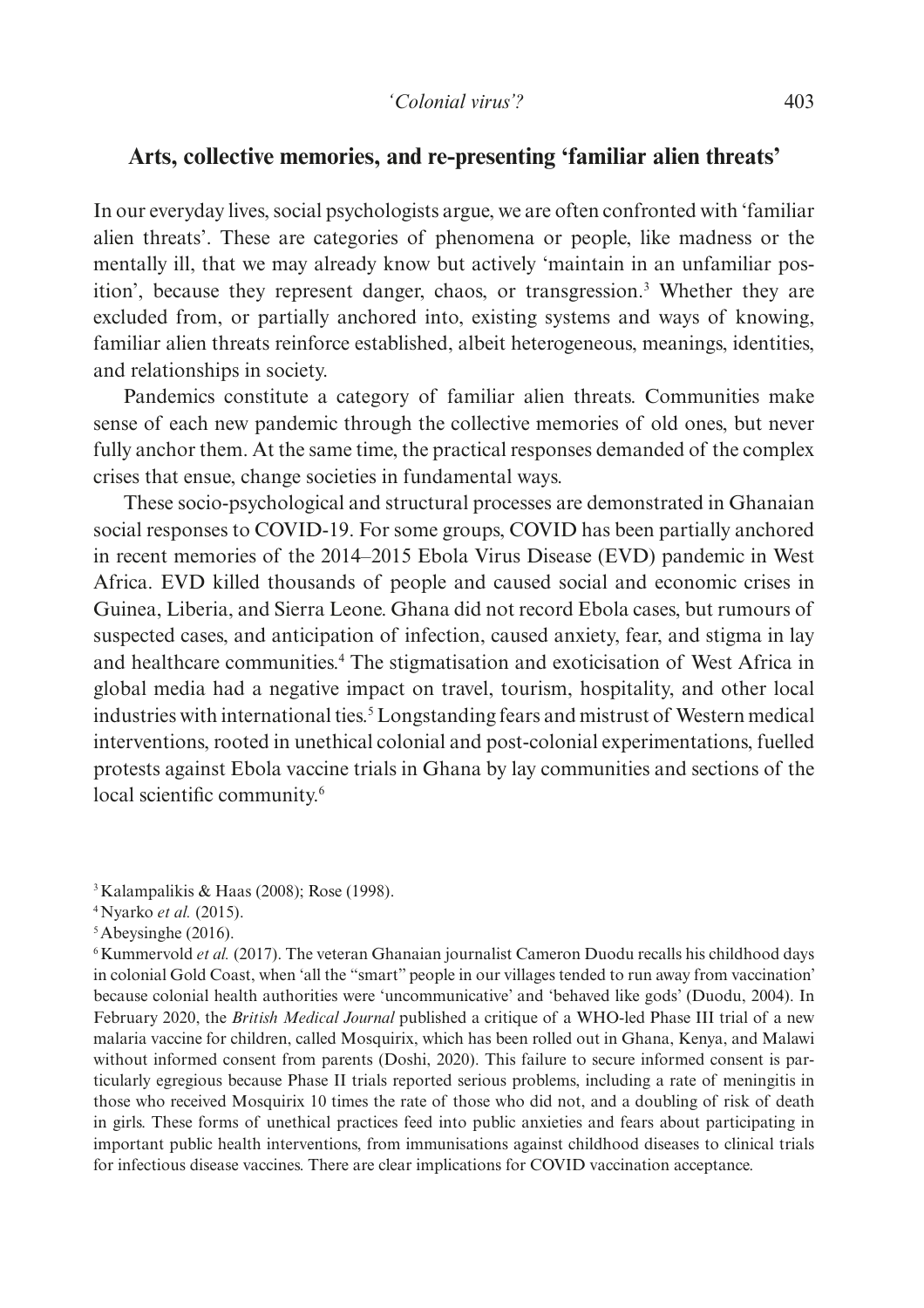## Arts, collective memories, and re-presenting 'familiar alien threats'

In our everyday lives, social psychologists argue, we are often confronted with 'familiar alien threats'. These are categories of phenomena or people, like madness or the mentally ill, that we may already know but actively 'maintain in an unfamiliar position', because they represent danger, chaos, or transgression.[3] Whether they are excluded from, or partially anchored into, existing systems and ways of knowing, familiar alien threats reinforce established, albeit heterogeneous, meanings, identities, and relationships in society.

Pandemics constitute a category of familiar alien threats. Communities make sense of each new pandemic through the collective memories of old ones, but never fully anchor them. At the same time, the practical responses demanded of the complex crises that ensue, change societies in fundamental ways.

These socio-psychological and structural processes are demonstrated in Ghanaian social responses to COVID-19. For some groups, COVID has been partially anchored in recent memories of the 2014–2015 Ebola Virus Disease (EVD) pandemic in West Africa. EVD killed thousands of people and caused social and economic crises in Guinea, Liberia, and Sierra Leone. Ghana did not record Ebola cases, but rumours of suspected cases, and anticipation of infection, caused anxiety, fear, and stigma in lay and healthcare communities.[4] The stigmatisation and exoticisation of West Africa in global media had a negative impact on travel, tourism, hospitality, and other local industries with international ties.[5] Longstanding fears and mistrust of Western medical interventions, rooted in unethical colonial and post-colonial experimentations, fuelled protests against Ebola vaccine trials in Ghana by lay communities and sections of the local scientific community.[6]

[3] Kalampalikis & Haas (2008); Rose (1998).

[4] Nyarko *et al.* (2015).

[5] Abeysinghe (2016).

[6] Kummervold *et al.* (2017). The veteran Ghanaian journalist Cameron Duodu recalls his childhood days in colonial Gold Coast, when 'all the "smart" people in our villages tended to run away from vaccination' because colonial health authorities were 'uncommunicative' and 'behaved like gods' (Duodu, 2004). In February 2020, the *British Medical Journal* published a critique of a WHO-led Phase III trial of a new malaria vaccine for children, called Mosquirix, which has been rolled out in Ghana, Kenya, and Malawi without informed consent from parents (Doshi, 2020). This failure to secure informed consent is particularly egregious because Phase II trials reported serious problems, including a rate of meningitis in those who received Mosquirix 10 times the rate of those who did not, and a doubling of risk of death in girls. These forms of unethical practices feed into public anxieties and fears about participating in important public health interventions, from immunisations against childhood diseases to clinical trials for infectious disease vaccines. There are clear implications for COVID vaccination acceptance.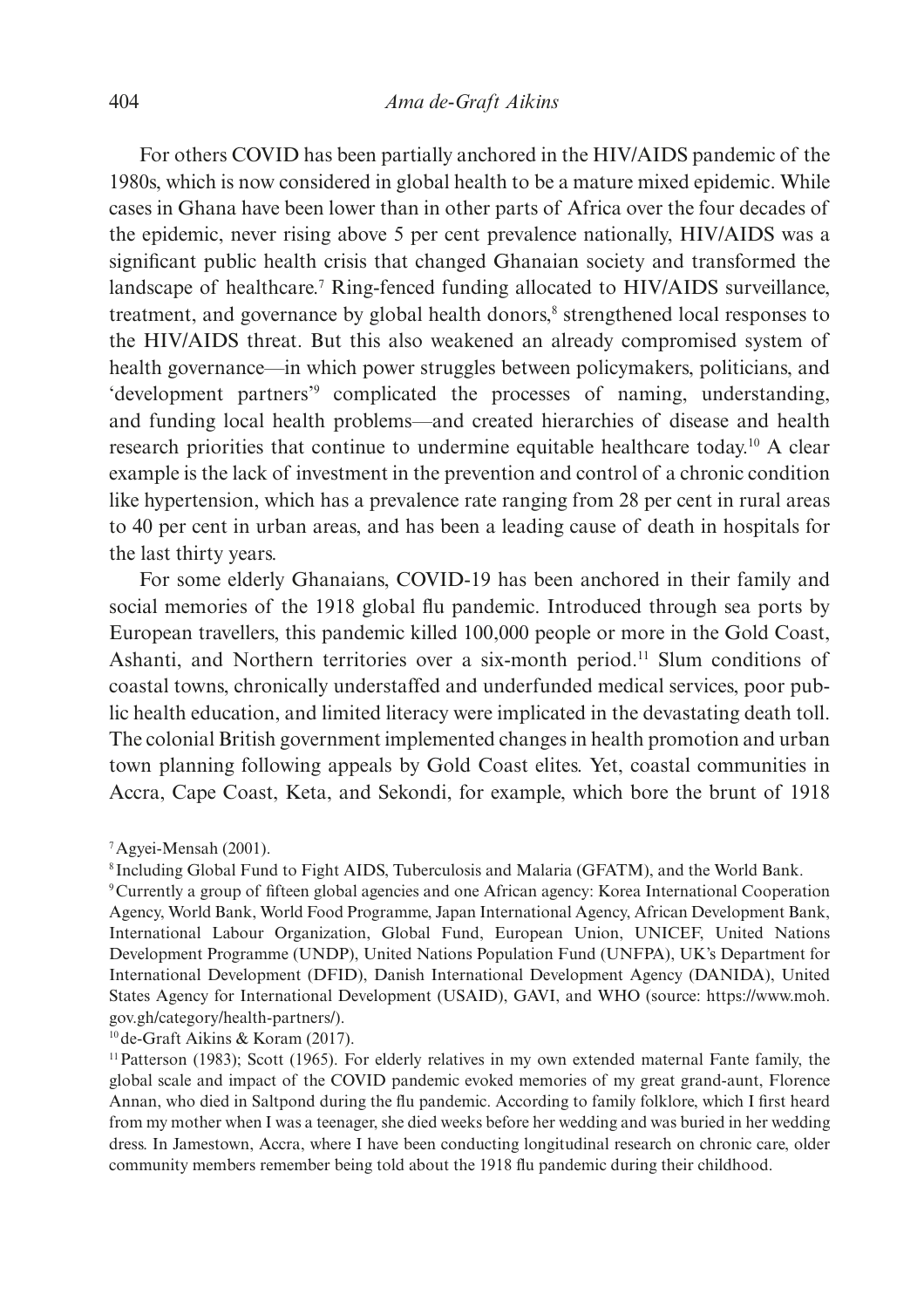For others COVID has been partially anchored in the HIV/AIDS pandemic of the 1980s, which is now considered in global health to be a mature mixed epidemic. While cases in Ghana have been lower than in other parts of Africa over the four decades of the epidemic, never rising above 5 per cent prevalence nationally, HIV/AIDS was a significant public health crisis that changed Ghanaian society and transformed the landscape of healthcare.[7] Ring-fenced funding allocated to HIV/AIDS surveillance, treatment, and governance by global health donors,[8] strengthened local responses to the HIV/AIDS threat. But this also weakened an already compromised system of health governance—in which power struggles between policymakers, politicians, and 'development partners'[9] complicated the processes of naming, understanding, and funding local health problems—and created hierarchies of disease and health research priorities that continue to undermine equitable healthcare today.[10] A clear example is the lack of investment in the prevention and control of a chronic condition like hypertension, which has a prevalence rate ranging from 28 per cent in rural areas to 40 per cent in urban areas, and has been a leading cause of death in hospitals for the last thirty years.

For some elderly Ghanaians, COVID-19 has been anchored in their family and social memories of the 1918 global flu pandemic. Introduced through sea ports by European travellers, this pandemic killed 100,000 people or more in the Gold Coast, Ashanti, and Northern territories over a six-month period.[11] Slum conditions of coastal towns, chronically understaffed and underfunded medical services, poor public health education, and limited literacy were implicated in the devastating death toll. The colonial British government implemented changes in health promotion and urban town planning following appeals by Gold Coast elites. Yet, coastal communities in Accra, Cape Coast, Keta, and Sekondi, for example, which bore the brunt of 1918

[7] Agyei-Mensah (2001).

[8] Including Global Fund to Fight AIDS, Tuberculosis and Malaria (GFATM), and the World Bank.

[9] Currently a group of fifteen global agencies and one African agency: Korea International Cooperation Agency, World Bank, World Food Programme, Japan International Agency, African Development Bank, International Labour Organization, Global Fund, European Union, UNICEF, United Nations Development Programme (UNDP), United Nations Population Fund (UNFPA), UK's Department for International Development (DFID), Danish International Development Agency (DANIDA), United States Agency for International Development (USAID), GAVI, and WHO (source: https://www.moh.gov.gh/category/health-partners/).

[10] de-Graft Aikins & Koram (2017).

[11] Patterson (1983); Scott (1965). For elderly relatives in my own extended maternal Fante family, the global scale and impact of the COVID pandemic evoked memories of my great grand-aunt, Florence Annan, who died in Saltpond during the flu pandemic. According to family folklore, which I first heard from my mother when I was a teenager, she died weeks before her wedding and was buried in her wedding dress. In Jamestown, Accra, where I have been conducting longitudinal research on chronic care, older community members remember being told about the 1918 flu pandemic during their childhood.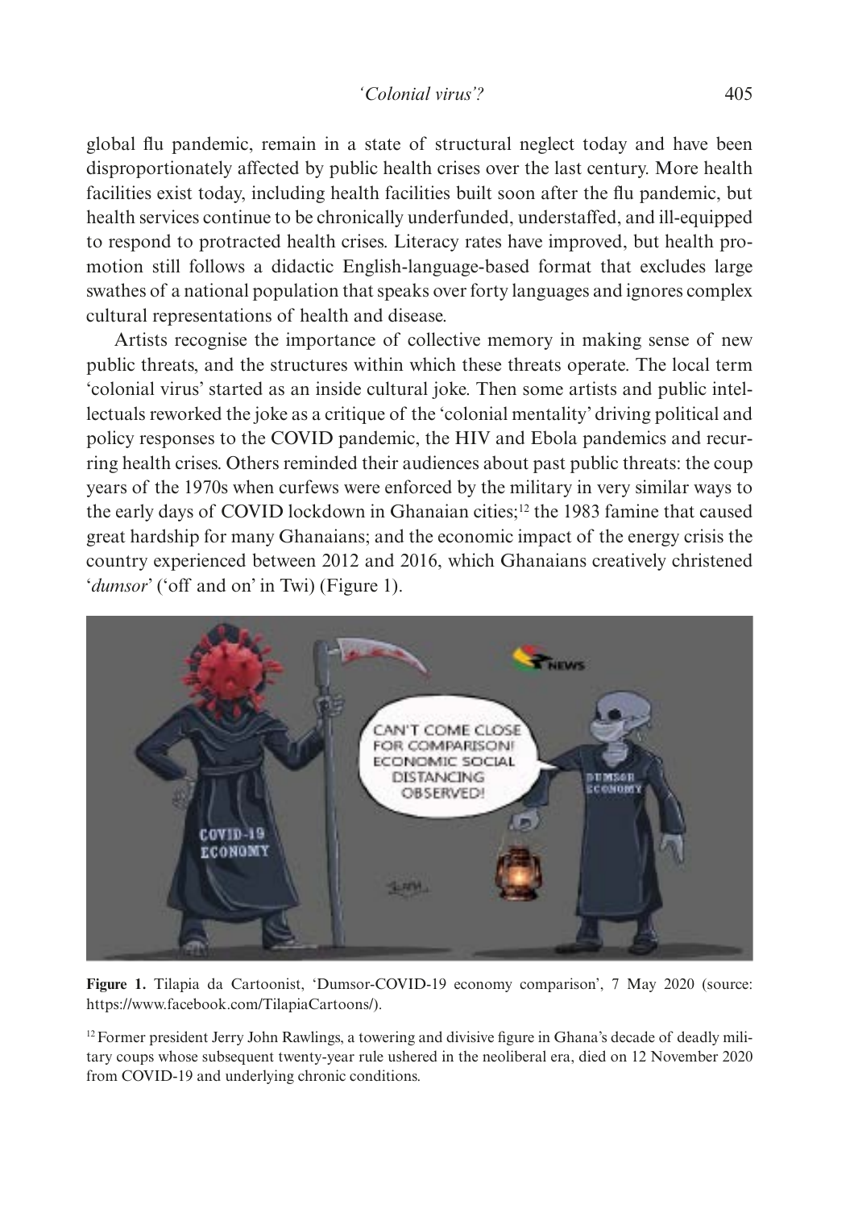global flu pandemic, remain in a state of structural neglect today and have been disproportionately affected by public health crises over the last century. More health facilities exist today, including health facilities built soon after the flu pandemic, but health services continue to be chronically underfunded, understaffed, and ill-equipped to respond to protracted health crises. Literacy rates have improved, but health promotion still follows a didactic English-language-based format that excludes large swathes of a national population that speaks over forty languages and ignores complex cultural representations of health and disease.

Artists recognise the importance of collective memory in making sense of new public threats, and the structures within which these threats operate. The local term 'colonial virus' started as an inside cultural joke. Then some artists and public intellectuals reworked the joke as a critique of the 'colonial mentality' driving political and policy responses to the COVID pandemic, the HIV and Ebola pandemics and recurring health crises. Others reminded their audiences about past public threats: the coup years of the 1970s when curfews were enforced by the military in very similar ways to the early days of COVID lockdown in Ghanaian cities;[12] the 1983 famine that caused great hardship for many Ghanaians; and the economic impact of the energy crisis the country experienced between 2012 and 2016, which Ghanaians creatively christened '*dumsor*' ('off and on' in Twi) (Figure 1).

**Figure 1.** Tilapia da Cartoonist, 'Dumsor-COVID-19 economy comparison', 7 May 2020 (source: https://www.facebook.com/TilapiaCartoons/).

[12] Former president Jerry John Rawlings, a towering and divisive figure in Ghana's decade of deadly military coups whose subsequent twenty-year rule ushered in the neoliberal era, died on 12 November 2020 from COVID-19 and underlying chronic conditions.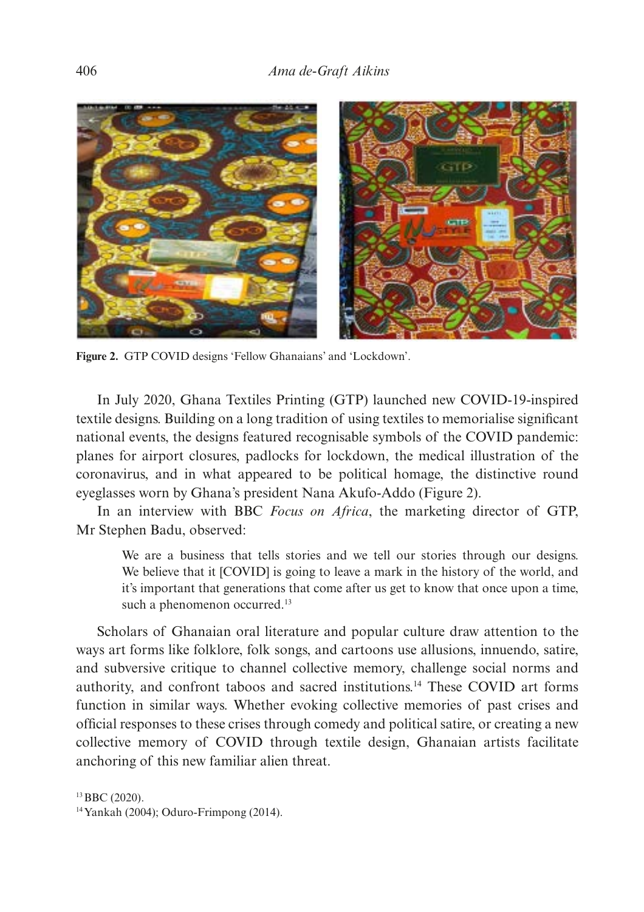**Figure 2.** GTP COVID designs 'Fellow Ghanaians' and 'Lockdown'.

In July 2020, Ghana Textiles Printing (GTP) launched new COVID-19-inspired textile designs. Building on a long tradition of using textiles to memorialise significant national events, the designs featured recognisable symbols of the COVID pandemic: planes for airport closures, padlocks for lockdown, the medical illustration of the coronavirus, and in what appeared to be political homage, the distinctive round eyeglasses worn by Ghana's president Nana Akufo-Addo (Figure 2).

In an interview with BBC *Focus on Africa*, the marketing director of GTP, Mr Stephen Badu, observed:

> We are a business that tells stories and we tell our stories through our designs. We believe that it [COVID] is going to leave a mark in the history of the world, and it's important that generations that come after us get to know that once upon a time, such a phenomenon occurred.[13]

Scholars of Ghanaian oral literature and popular culture draw attention to the ways art forms like folklore, folk songs, and cartoons use allusions, innuendo, satire, and subversive critique to channel collective memory, challenge social norms and authority, and confront taboos and sacred institutions.[14] These COVID art forms function in similar ways. Whether evoking collective memories of past crises and official responses to these crises through comedy and political satire, or creating a new collective memory of COVID through textile design, Ghanaian artists facilitate anchoring of this new familiar alien threat.

[13] BBC (2020).

[14] Yankah (2004); Oduro-Frimpong (2014).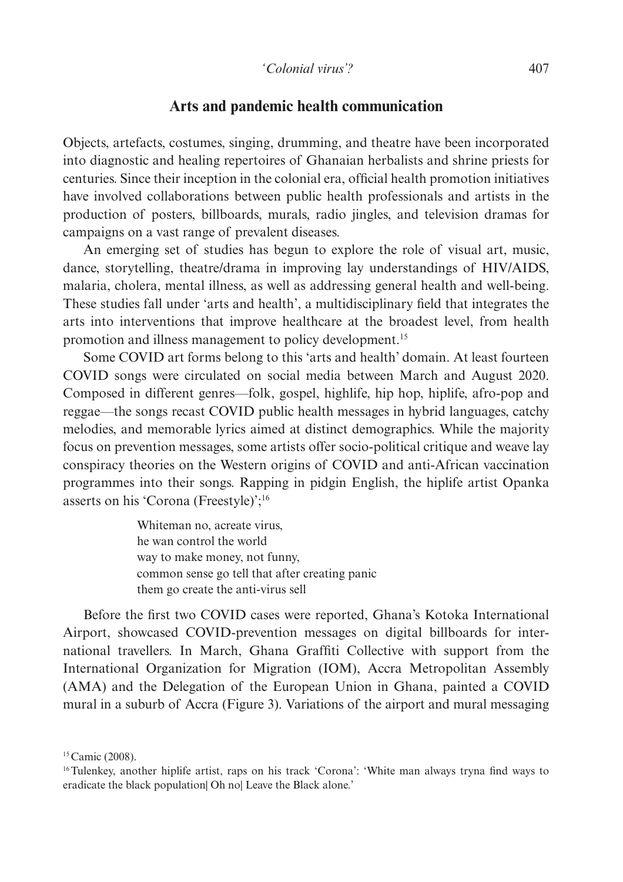## Arts and pandemic health communication

Objects, artefacts, costumes, singing, drumming, and theatre have been incorporated into diagnostic and healing repertoires of Ghanaian herbalists and shrine priests for centuries. Since their inception in the colonial era, official health promotion initiatives have involved collaborations between public health professionals and artists in the production of posters, billboards, murals, radio jingles, and television dramas for campaigns on a vast range of prevalent diseases.

An emerging set of studies has begun to explore the role of visual art, music, dance, storytelling, theatre/drama in improving lay understandings of HIV/AIDS, malaria, cholera, mental illness, as well as addressing general health and well-being. These studies fall under 'arts and health', a multidisciplinary field that integrates the arts into interventions that improve healthcare at the broadest level, from health promotion and illness management to policy development.[15]

Some COVID art forms belong to this 'arts and health' domain. At least fourteen COVID songs were circulated on social media between March and August 2020. Composed in different genres—folk, gospel, highlife, hip hop, hiplife, afro-pop and reggae—the songs recast COVID public health messages in hybrid languages, catchy melodies, and memorable lyrics aimed at distinct demographics. While the majority focus on prevention messages, some artists offer socio-political critique and weave lay conspiracy theories on the Western origins of COVID and anti-African vaccination programmes into their songs. Rapping in pidgin English, the hiplife artist Opanka asserts on his 'Corona (Freestyle)';[16]

> Whiteman no, acreate virus,
> he wan control the world
> way to make money, not funny,
> common sense go tell that after creating panic
> them go create the anti-virus sell

Before the first two COVID cases were reported, Ghana's Kotoka International Airport, showcased COVID-prevention messages on digital billboards for international travellers. In March, Ghana Graffiti Collective with support from the International Organization for Migration (IOM), Accra Metropolitan Assembly (AMA) and the Delegation of the European Union in Ghana, painted a COVID mural in a suburb of Accra (Figure 3). Variations of the airport and mural messaging

[15] Camic (2008).

[16] Tulenkey, another hiplife artist, raps on his track 'Corona': 'White man always tryna find ways to eradicate the black population| Oh no| Leave the Black alone.'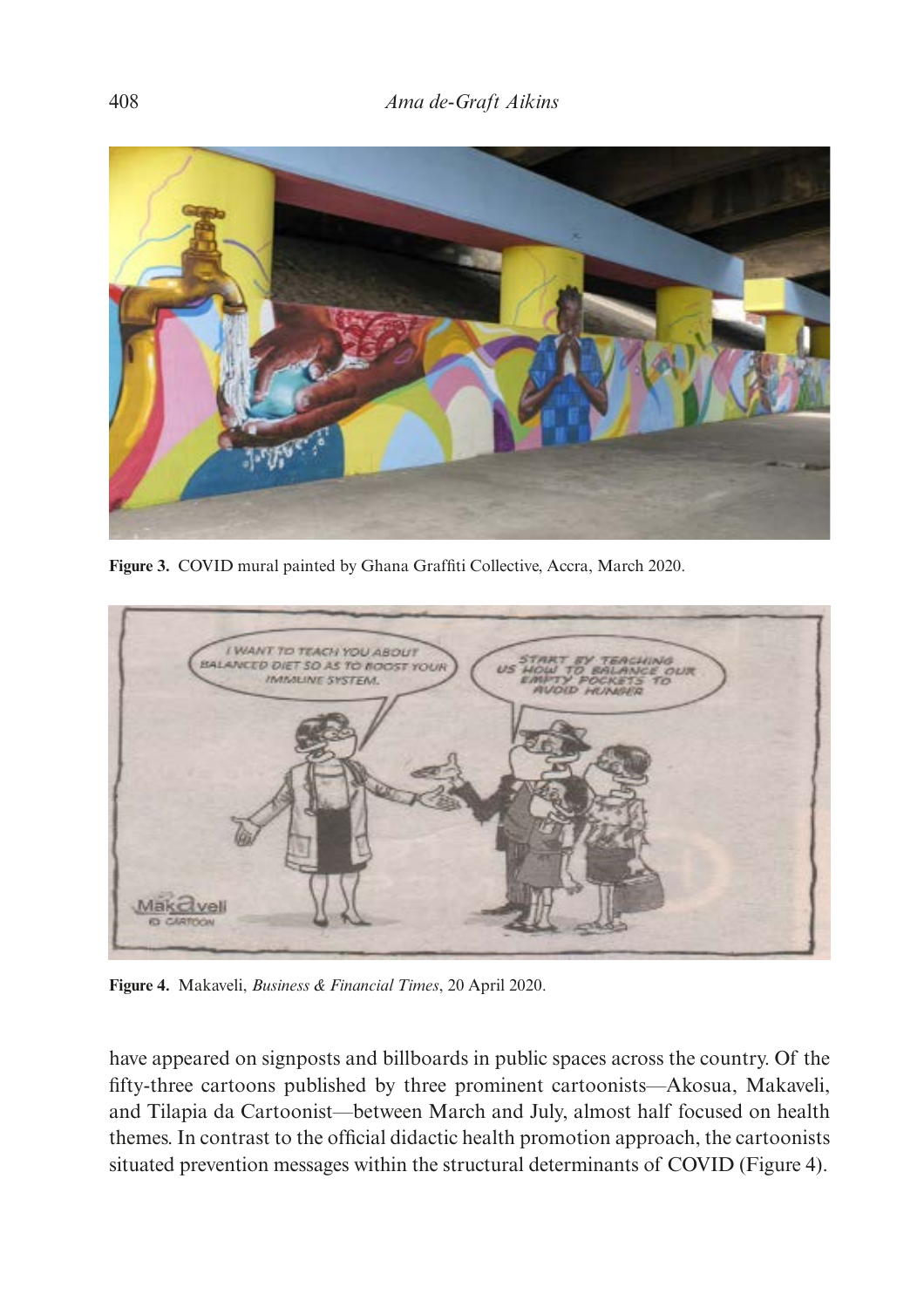Figure 3. COVID mural painted by Ghana Graffiti Collective, Accra, March 2020.

Figure 4. Makaveli, *Business & Financial Times*, 20 April 2020.

have appeared on signposts and billboards in public spaces across the country. Of the fifty-three cartoons published by three prominent cartoonists—Akosua, Makaveli, and Tilapia da Cartoonist—between March and July, almost half focused on health themes. In contrast to the official didactic health promotion approach, the cartoonists situated prevention messages within the structural determinants of COVID (Figure 4).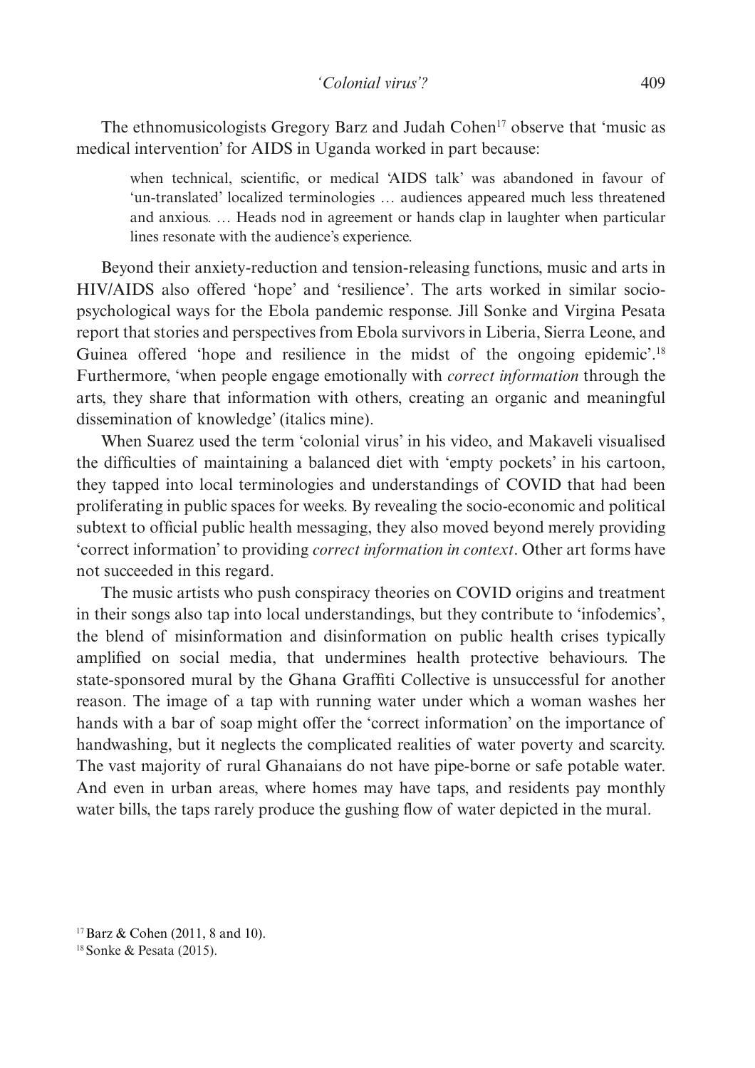The ethnomusicologists Gregory Barz and Judah Cohen[17] observe that 'music as medical intervention' for AIDS in Uganda worked in part because:

> when technical, scientific, or medical 'AIDS talk' was abandoned in favour of 'un-translated' localized terminologies … audiences appeared much less threatened and anxious. … Heads nod in agreement or hands clap in laughter when particular lines resonate with the audience's experience.

Beyond their anxiety-reduction and tension-releasing functions, music and arts in HIV/AIDS also offered 'hope' and 'resilience'. The arts worked in similar socio-psychological ways for the Ebola pandemic response. Jill Sonke and Virgina Pesata report that stories and perspectives from Ebola survivors in Liberia, Sierra Leone, and Guinea offered 'hope and resilience in the midst of the ongoing epidemic'.[18] Furthermore, 'when people engage emotionally with *correct information* through the arts, they share that information with others, creating an organic and meaningful dissemination of knowledge' (italics mine).

When Suarez used the term 'colonial virus' in his video, and Makaveli visualised the difficulties of maintaining a balanced diet with 'empty pockets' in his cartoon, they tapped into local terminologies and understandings of COVID that had been proliferating in public spaces for weeks. By revealing the socio-economic and political subtext to official public health messaging, they also moved beyond merely providing 'correct information' to providing *correct information in context*. Other art forms have not succeeded in this regard.

The music artists who push conspiracy theories on COVID origins and treatment in their songs also tap into local understandings, but they contribute to 'infodemics', the blend of misinformation and disinformation on public health crises typically amplified on social media, that undermines health protective behaviours. The state-sponsored mural by the Ghana Graffiti Collective is unsuccessful for another reason. The image of a tap with running water under which a woman washes her hands with a bar of soap might offer the 'correct information' on the importance of handwashing, but it neglects the complicated realities of water poverty and scarcity. The vast majority of rural Ghanaians do not have pipe-borne or safe potable water. And even in urban areas, where homes may have taps, and residents pay monthly water bills, the taps rarely produce the gushing flow of water depicted in the mural.

[17] Barz & Cohen (2011, 8 and 10).

[18] Sonke & Pesata (2015).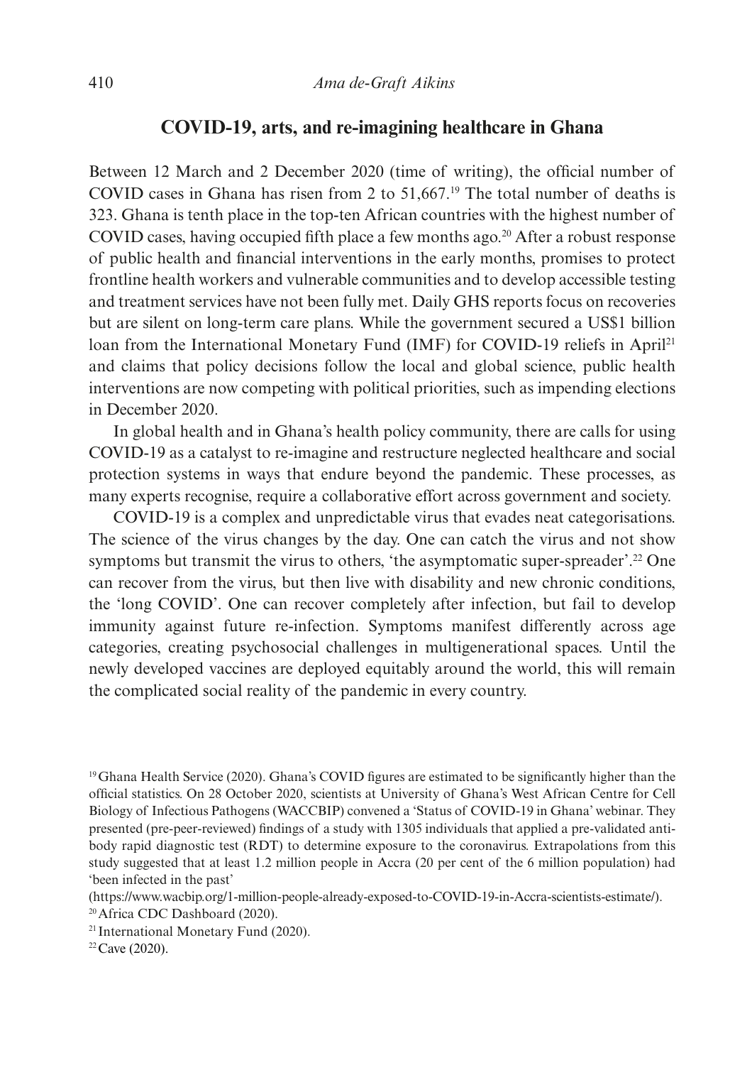## COVID-19, arts, and re-imagining healthcare in Ghana

Between 12 March and 2 December 2020 (time of writing), the official number of COVID cases in Ghana has risen from 2 to 51,667.[19] The total number of deaths is 323. Ghana is tenth place in the top-ten African countries with the highest number of COVID cases, having occupied fifth place a few months ago.[20] After a robust response of public health and financial interventions in the early months, promises to protect frontline health workers and vulnerable communities and to develop accessible testing and treatment services have not been fully met. Daily GHS reports focus on recoveries but are silent on long-term care plans. While the government secured a US$1 billion loan from the International Monetary Fund (IMF) for COVID-19 reliefs in April[21] and claims that policy decisions follow the local and global science, public health interventions are now competing with political priorities, such as impending elections in December 2020.

In global health and in Ghana's health policy community, there are calls for using COVID-19 as a catalyst to re-imagine and restructure neglected healthcare and social protection systems in ways that endure beyond the pandemic. These processes, as many experts recognise, require a collaborative effort across government and society.

COVID-19 is a complex and unpredictable virus that evades neat categorisations. The science of the virus changes by the day. One can catch the virus and not show symptoms but transmit the virus to others, 'the asymptomatic super-spreader'.[22] One can recover from the virus, but then live with disability and new chronic conditions, the 'long COVID'. One can recover completely after infection, but fail to develop immunity against future re-infection. Symptoms manifest differently across age categories, creating psychosocial challenges in multigenerational spaces. Until the newly developed vaccines are deployed equitably around the world, this will remain the complicated social reality of the pandemic in every country.

---

[19] Ghana Health Service (2020). Ghana's COVID figures are estimated to be significantly higher than the official statistics. On 28 October 2020, scientists at University of Ghana's West African Centre for Cell Biology of Infectious Pathogens (WACCBIP) convened a 'Status of COVID-19 in Ghana' webinar. They presented (pre-peer-reviewed) findings of a study with 1305 individuals that applied a pre-validated antibody rapid diagnostic test (RDT) to determine exposure to the coronavirus. Extrapolations from this study suggested that at least 1.2 million people in Accra (20 per cent of the 6 million population) had 'been infected in the past' (https://www.wacbip.org/1-million-people-already-exposed-to-COVID-19-in-Accra-scientists-estimate/).

[20] Africa CDC Dashboard (2020).

[21] International Monetary Fund (2020).

[22] Cave (2020).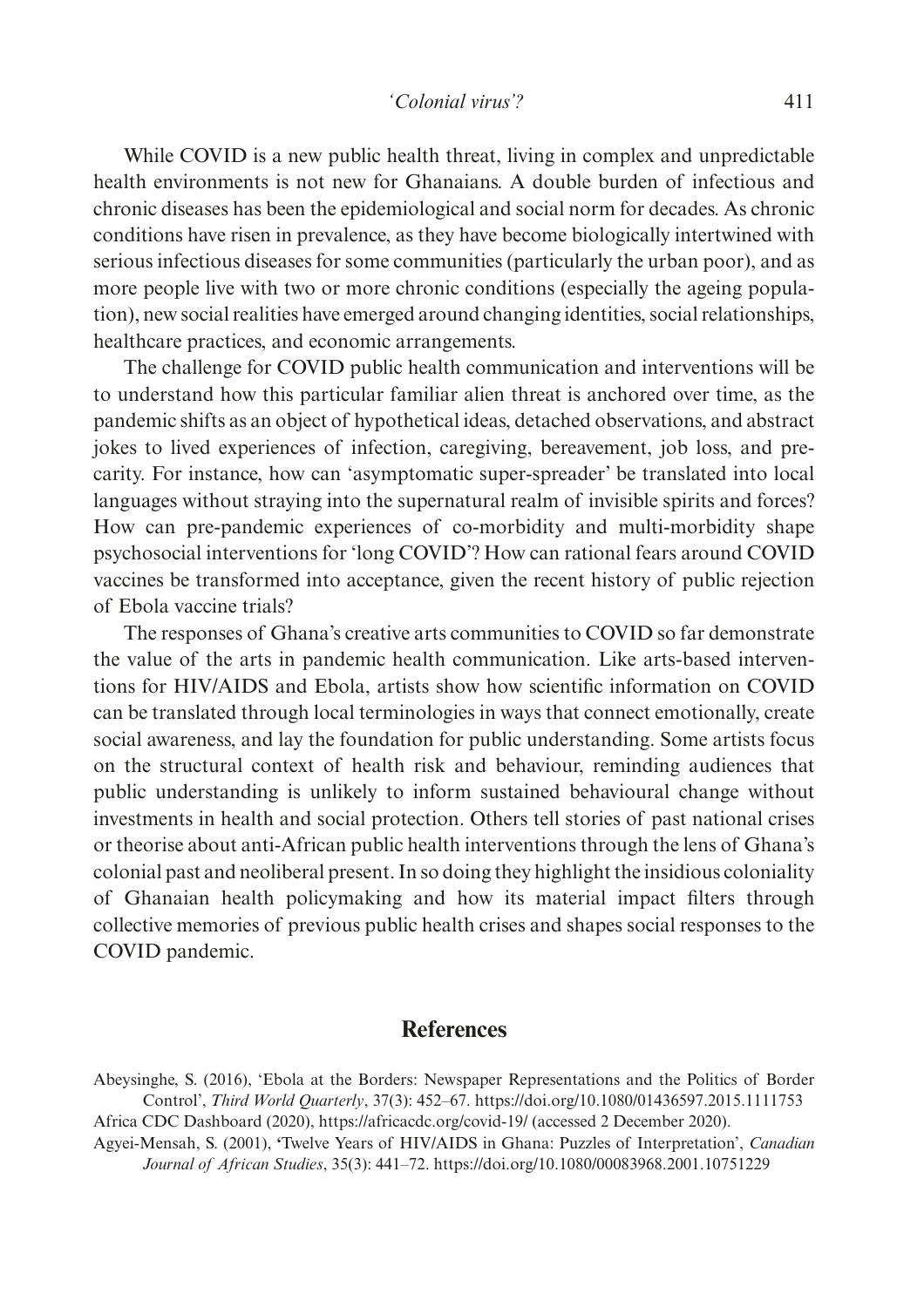While COVID is a new public health threat, living in complex and unpredictable health environments is not new for Ghanaians. A double burden of infectious and chronic diseases has been the epidemiological and social norm for decades. As chronic conditions have risen in prevalence, as they have become biologically intertwined with serious infectious diseases for some communities (particularly the urban poor), and as more people live with two or more chronic conditions (especially the ageing population), new social realities have emerged around changing identities, social relationships, healthcare practices, and economic arrangements.

The challenge for COVID public health communication and interventions will be to understand how this particular familiar alien threat is anchored over time, as the pandemic shifts as an object of hypothetical ideas, detached observations, and abstract jokes to lived experiences of infection, caregiving, bereavement, job loss, and precarity. For instance, how can 'asymptomatic super-spreader' be translated into local languages without straying into the supernatural realm of invisible spirits and forces? How can pre-pandemic experiences of co-morbidity and multi-morbidity shape psychosocial interventions for 'long COVID'? How can rational fears around COVID vaccines be transformed into acceptance, given the recent history of public rejection of Ebola vaccine trials?

The responses of Ghana's creative arts communities to COVID so far demonstrate the value of the arts in pandemic health communication. Like arts-based interventions for HIV/AIDS and Ebola, artists show how scientific information on COVID can be translated through local terminologies in ways that connect emotionally, create social awareness, and lay the foundation for public understanding. Some artists focus on the structural context of health risk and behaviour, reminding audiences that public understanding is unlikely to inform sustained behavioural change without investments in health and social protection. Others tell stories of past national crises or theorise about anti-African public health interventions through the lens of Ghana's colonial past and neoliberal present. In so doing they highlight the insidious coloniality of Ghanaian health policymaking and how its material impact filters through collective memories of previous public health crises and shapes social responses to the COVID pandemic.

## References

Abeysinghe, S. (2016), 'Ebola at the Borders: Newspaper Representations and the Politics of Border Control', *Third World Quarterly*, 37(3): 452–67. https://doi.org/10.1080/01436597.2015.1111753

Africa CDC Dashboard (2020), https://africacdc.org/covid-19/ (accessed 2 December 2020).

Agyei-Mensah, S. (2001), 'Twelve Years of HIV/AIDS in Ghana: Puzzles of Interpretation', *Canadian Journal of African Studies*, 35(3): 441–72. https://doi.org/10.1080/00083968.2001.10751229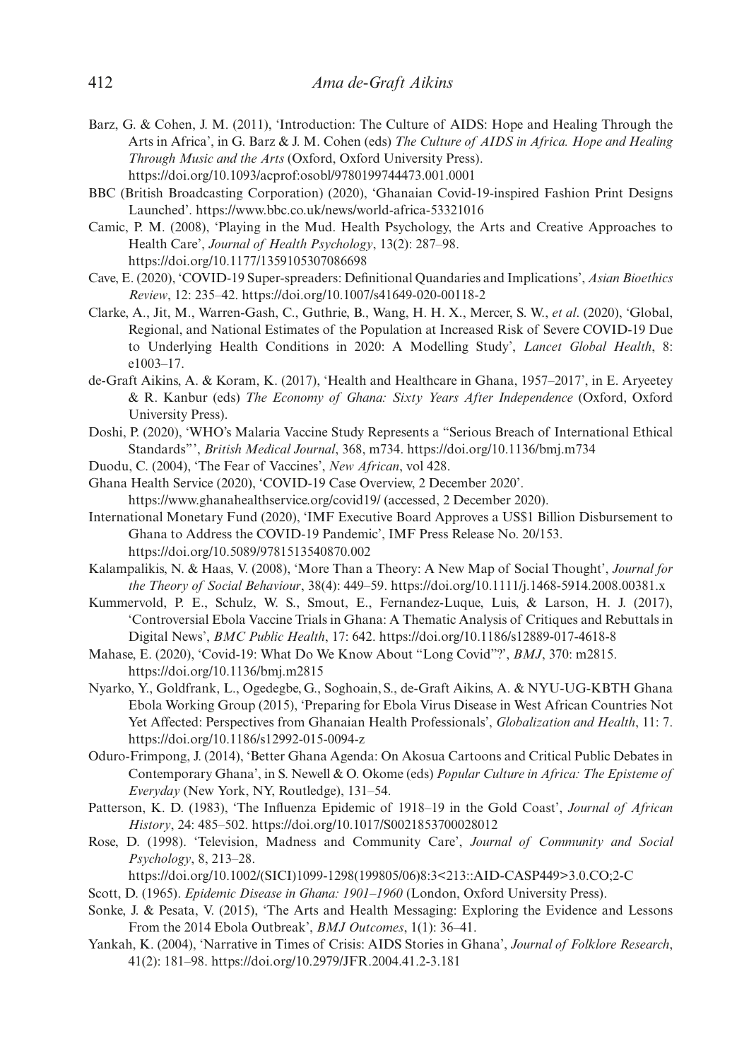Barz, G. & Cohen, J. M. (2011), 'Introduction: The Culture of AIDS: Hope and Healing Through the Arts in Africa', in G. Barz & J. M. Cohen (eds) *The Culture of AIDS in Africa. Hope and Healing Through Music and the Arts* (Oxford, Oxford University Press). https://doi.org/10.1093/acprof:osobl/9780199744473.001.0001

BBC (British Broadcasting Corporation) (2020), 'Ghanaian Covid-19-inspired Fashion Print Designs Launched'. https://www.bbc.co.uk/news/world-africa-53321016

Camic, P. M. (2008), 'Playing in the Mud. Health Psychology, the Arts and Creative Approaches to Health Care', *Journal of Health Psychology*, 13(2): 287–98. https://doi.org/10.1177/1359105307086698

Cave, E. (2020), 'COVID-19 Super-spreaders: Definitional Quandaries and Implications', *Asian Bioethics Review*, 12: 235–42. https://doi.org/10.1007/s41649-020-00118-2

Clarke, A., Jit, M., Warren-Gash, C., Guthrie, B., Wang, H. H. X., Mercer, S. W., *et al*. (2020), 'Global, Regional, and National Estimates of the Population at Increased Risk of Severe COVID-19 Due to Underlying Health Conditions in 2020: A Modelling Study', *Lancet Global Health*, 8: e1003–17.

de-Graft Aikins, A. & Koram, K. (2017), 'Health and Healthcare in Ghana, 1957–2017', in E. Aryeetey & R. Kanbur (eds) *The Economy of Ghana: Sixty Years After Independence* (Oxford, Oxford University Press).

Doshi, P. (2020), 'WHO's Malaria Vaccine Study Represents a "Serious Breach of International Ethical Standards"', *British Medical Journal*, 368, m734. https://doi.org/10.1136/bmj.m734

Duodu, C. (2004), 'The Fear of Vaccines', *New African*, vol 428.

Ghana Health Service (2020), 'COVID-19 Case Overview, 2 December 2020'. https://www.ghanahealthservice.org/covid19/ (accessed, 2 December 2020).

International Monetary Fund (2020), 'IMF Executive Board Approves a US$1 Billion Disbursement to Ghana to Address the COVID-19 Pandemic', IMF Press Release No. 20/153. https://doi.org/10.5089/9781513540870.002

Kalampalikis, N. & Haas, V. (2008), 'More Than a Theory: A New Map of Social Thought', *Journal for the Theory of Social Behaviour*, 38(4): 449–59. https://doi.org/10.1111/j.1468-5914.2008.00381.x

Kummervold, P. E., Schulz, W. S., Smout, E., Fernandez-Luque, Luis, & Larson, H. J. (2017), 'Controversial Ebola Vaccine Trials in Ghana: A Thematic Analysis of Critiques and Rebuttals in Digital News', *BMC Public Health*, 17: 642. https://doi.org/10.1186/s12889-017-4618-8

Mahase, E. (2020), 'Covid-19: What Do We Know About "Long Covid"?', *BMJ*, 370: m2815. https://doi.org/10.1136/bmj.m2815

Nyarko, Y., Goldfrank, L., Ogedegbe, G., Soghoain, S., de-Graft Aikins, A. & NYU-UG-KBTH Ghana Ebola Working Group (2015), 'Preparing for Ebola Virus Disease in West African Countries Not Yet Affected: Perspectives from Ghanaian Health Professionals', *Globalization and Health*, 11: 7. https://doi.org/10.1186/s12992-015-0094-z

Oduro-Frimpong, J. (2014), 'Better Ghana Agenda: On Akosua Cartoons and Critical Public Debates in Contemporary Ghana', in S. Newell & O. Okome (eds) *Popular Culture in Africa: The Episteme of Everyday* (New York, NY, Routledge), 131–54.

Patterson, K. D. (1983), 'The Influenza Epidemic of 1918–19 in the Gold Coast', *Journal of African History*, 24: 485–502. https://doi.org/10.1017/S0021853700028012

Rose, D. (1998). 'Television, Madness and Community Care', *Journal of Community and Social Psychology*, 8, 213–28. https://doi.org/10.1002/(SICI)1099-1298(199805/06)8:3<213::AID-CASP449>3.0.CO;2-C

Scott, D. (1965). *Epidemic Disease in Ghana: 1901–1960* (London, Oxford University Press).

Sonke, J. & Pesata, V. (2015), 'The Arts and Health Messaging: Exploring the Evidence and Lessons From the 2014 Ebola Outbreak', *BMJ Outcomes*, 1(1): 36–41.

Yankah, K. (2004), 'Narrative in Times of Crisis: AIDS Stories in Ghana', *Journal of Folklore Research*, 41(2): 181–98. https://doi.org/10.2979/JFR.2004.41.2-3.181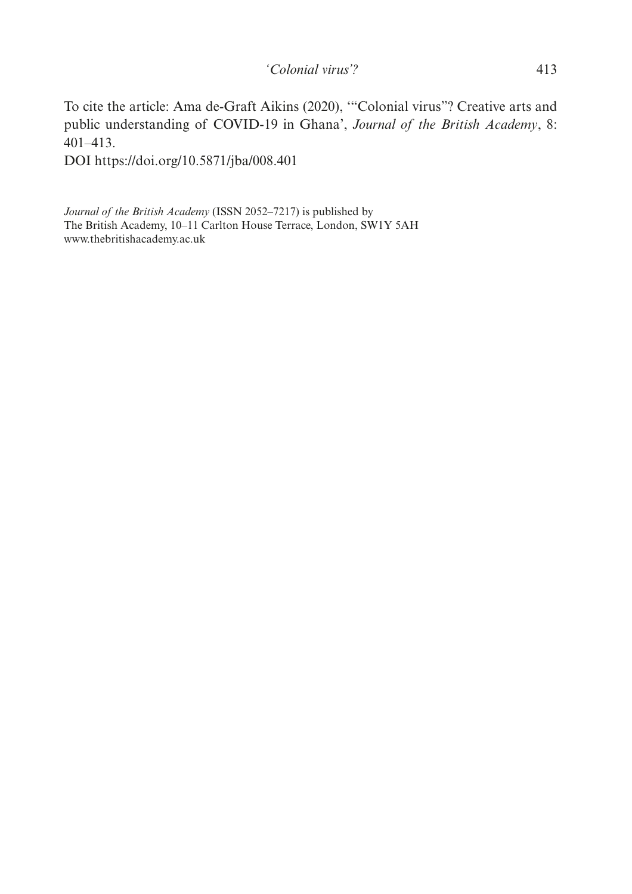To cite the article: Ama de-Graft Aikins (2020), '"Colonial virus"? Creative arts and public understanding of COVID-19 in Ghana', *Journal of the British Academy*, 8: 401–413.

DOI https://doi.org/10.5871/jba/008.401

*Journal of the British Academy* (ISSN 2052–7217) is published by
The British Academy, 10–11 Carlton House Terrace, London, SW1Y 5AH
www.thebritishacademy.ac.uk